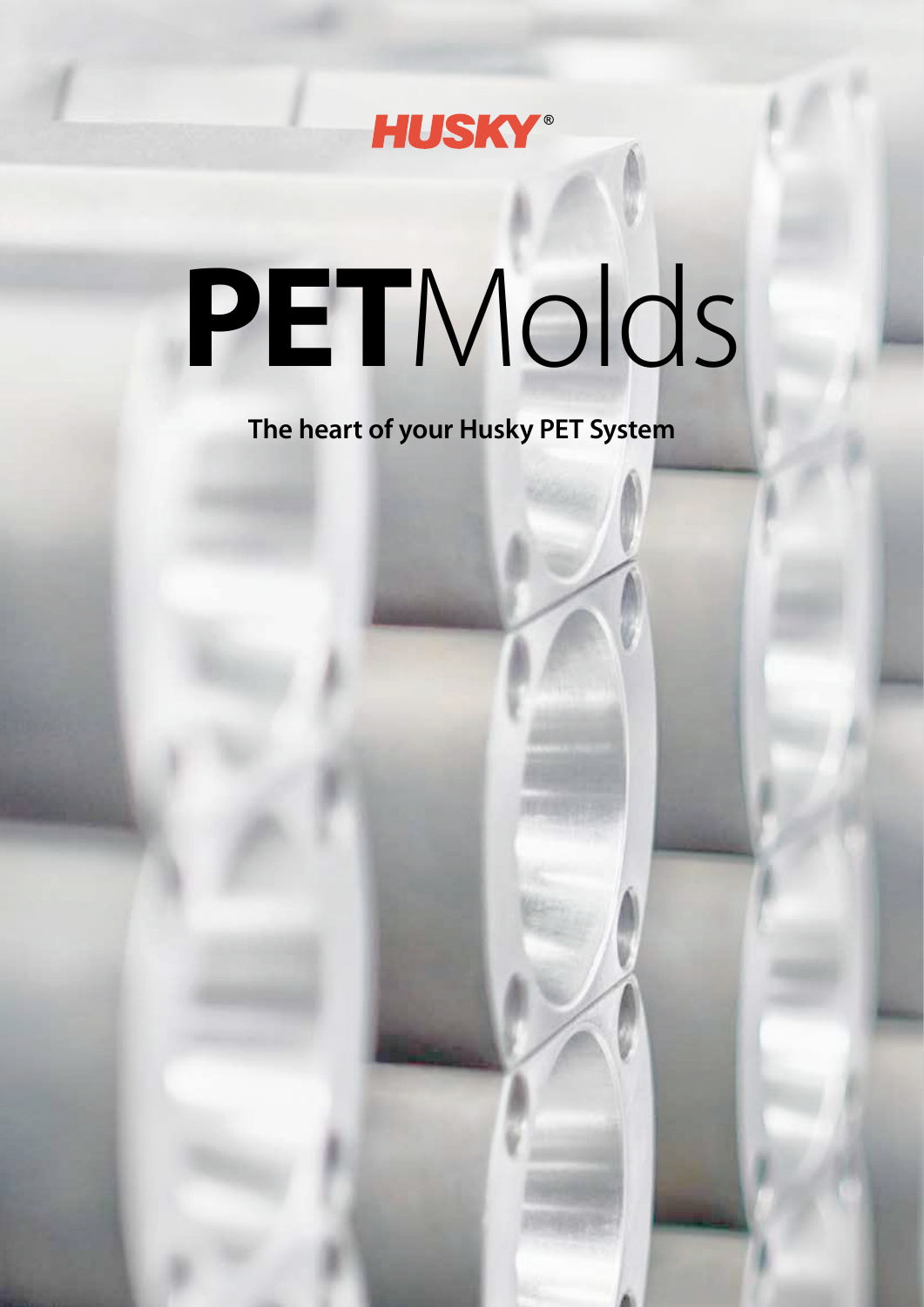HUSKY®

# PETMolds

## The heart of your Husky PET System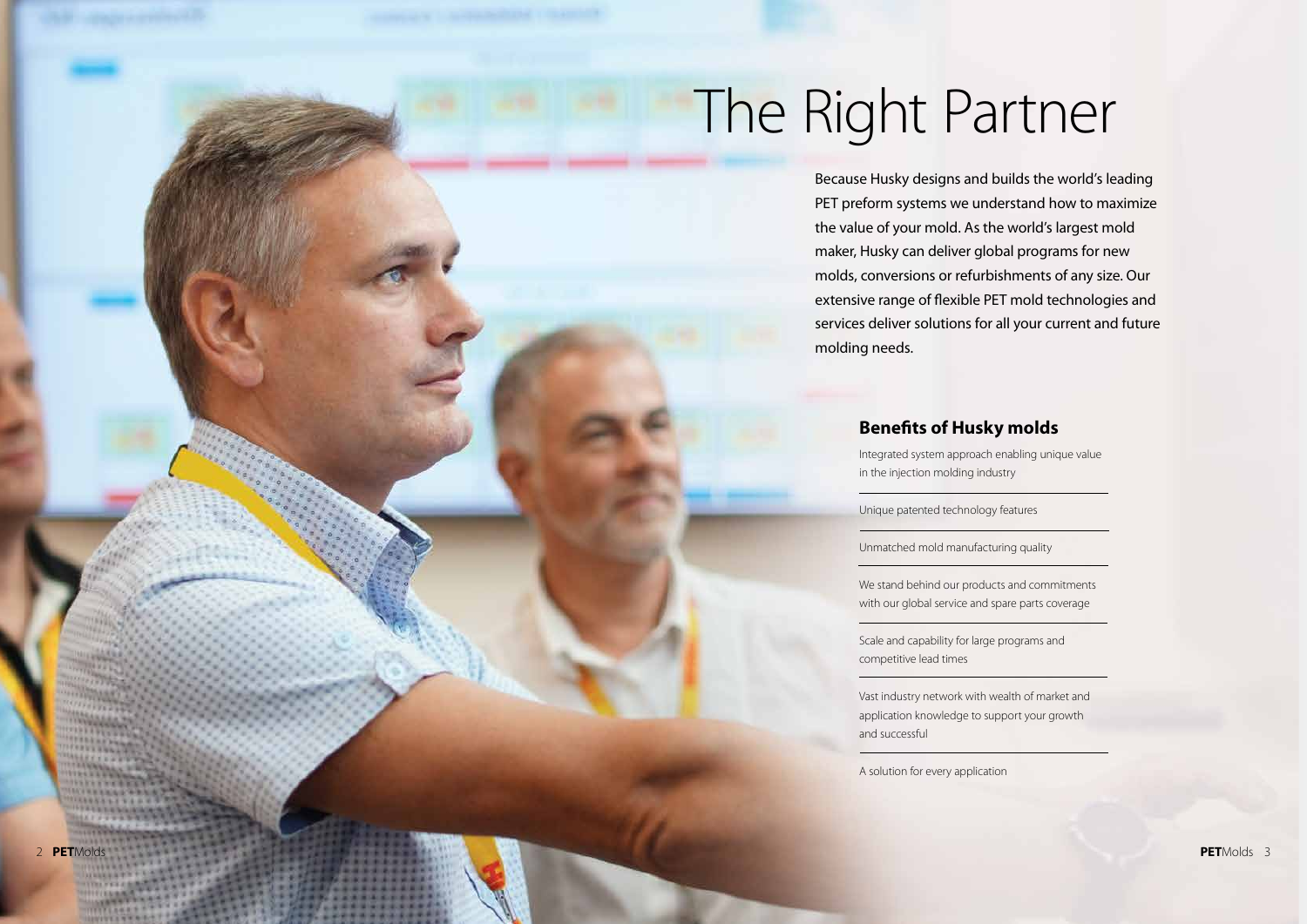# The Right Partner

Because Husky designs and builds the world's leading PET preform systems we understand how to maximize the value of your mold. As the world's largest mold maker, Husky can deliver global programs for new molds, conversions or refurbishments of any size. Our extensive range of flexible PET mold technologies and services deliver solutions for all your current and future molding needs.

## Benefits of Husky molds

Integrated system approach enabling unique value in the injection molding industry

Unique patented technology features

Unmatched mold manufacturing quality

We stand behind our products and commitments with our global service and spare parts coverage

Scale and capability for large programs and competitive lead times

Vast industry network with wealth of market and application knowledge to support your growth and successful

A solution for every application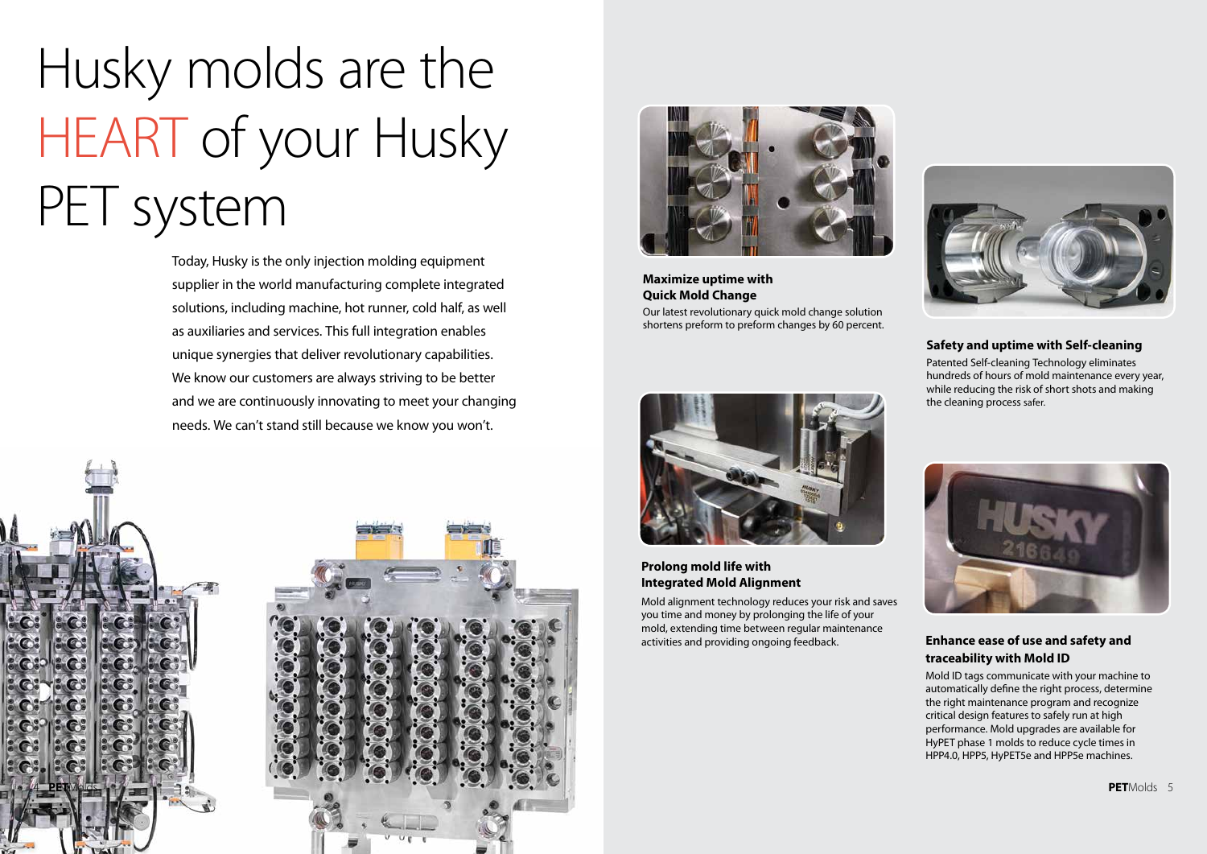# Husky molds are the HEART of your Husky PET system

Today, Husky is the only injection molding equipment supplier in the world manufacturing complete integrated solutions, including machine, hot runner, cold half, as well as auxiliaries and services. This full integration enables unique synergies that deliver revolutionary capabilities. We know our customers are always striving to be better and we are continuously innovating to meet your changing needs. We can't stand still because we know you won't.

**Maximize uptime with Quick Mold Change**

Our latest revolutionary quick mold change solution shortens preform to preform changes by 60 percent.

**Prolong mold life with Integrated Mold Alignment**

Mold alignment technology reduces your risk and saves you time and money by prolonging the life of your mold, extending time between regular maintenance activities and providing ongoing feedback.

**Safety and uptime with Self-cleaning**

Patented Self-cleaning Technology eliminates hundreds of hours of mold maintenance every year, while reducing the risk of short shots and making the cleaning process safer.

**Enhance ease of use and safety and traceability with Mold ID**

Mold ID tags communicate with your machine to automatically define the right process, determine the right maintenance program and recognize critical design features to safely run at high performance. Mold upgrades are available for HyPET phase 1 molds to reduce cycle times in HPP4.0, HPP5, HyPET5e and HPP5e machines.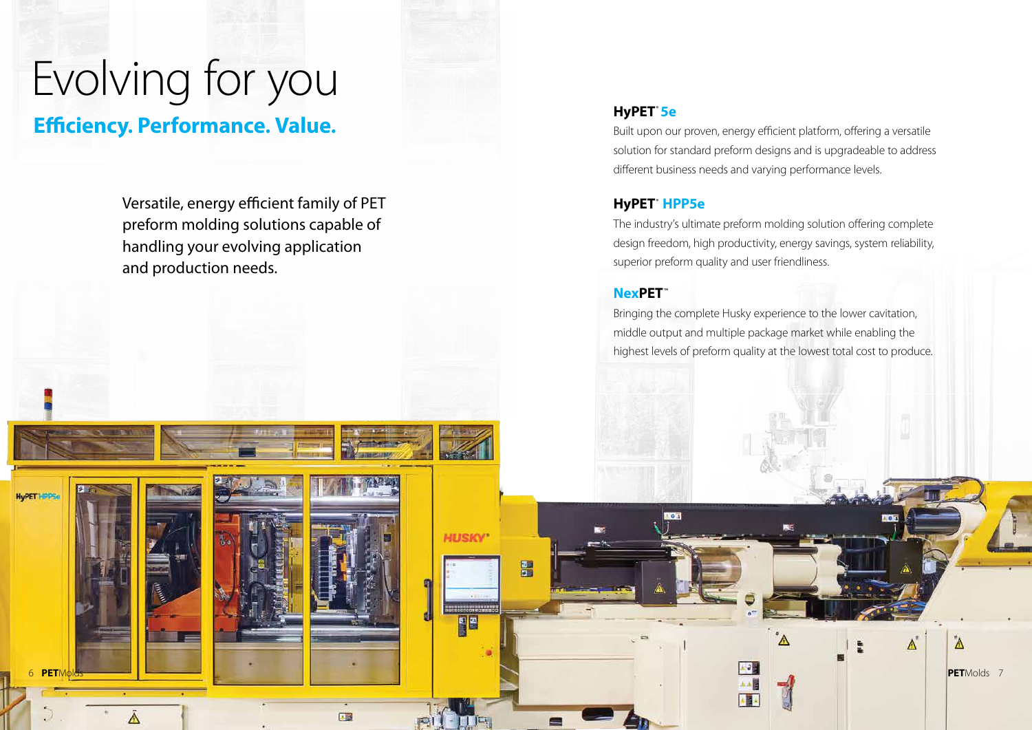# Evolving for you

## Efficiency. Performance. Value.

Versatile, energy efficient family of PET preform molding solutions capable of handling your evolving application and production needs.

### HyPET® 5e

Built upon our proven, energy efficient platform, offering a versatile solution for standard preform designs and is upgradeable to address different business needs and varying performance levels.

### HyPET® HPP5e

The industry's ultimate preform molding solution offering complete design freedom, high productivity, energy savings, system reliability, superior preform quality and user friendliness.

### NexPET™

Bringing the complete Husky experience to the lower cavitation, middle output and multiple package market while enabling the highest levels of preform quality at the lowest total cost to produce.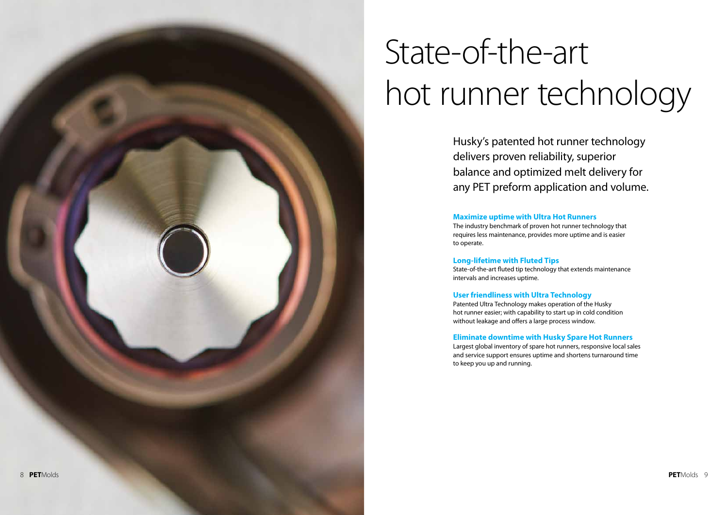# State-of-the-art hot runner technology

Husky's patented hot runner technology delivers proven reliability, superior balance and optimized melt delivery for any PET preform application and volume.

### Maximize uptime with Ultra Hot Runners

The industry benchmark of proven hot runner technology that requires less maintenance, provides more uptime and is easier to operate.

### Long-lifetime with Fluted Tips

State-of-the-art fluted tip technology that extends maintenance intervals and increases uptime.

### User friendliness with Ultra Technology

Patented Ultra Technology makes operation of the Husky hot runner easier; with capability to start up in cold condition without leakage and offers a large process window.

### Eliminate downtime with Husky Spare Hot Runners

Largest global inventory of spare hot runners, responsive local sales and service support ensures uptime and shortens turnaround time to keep you up and running.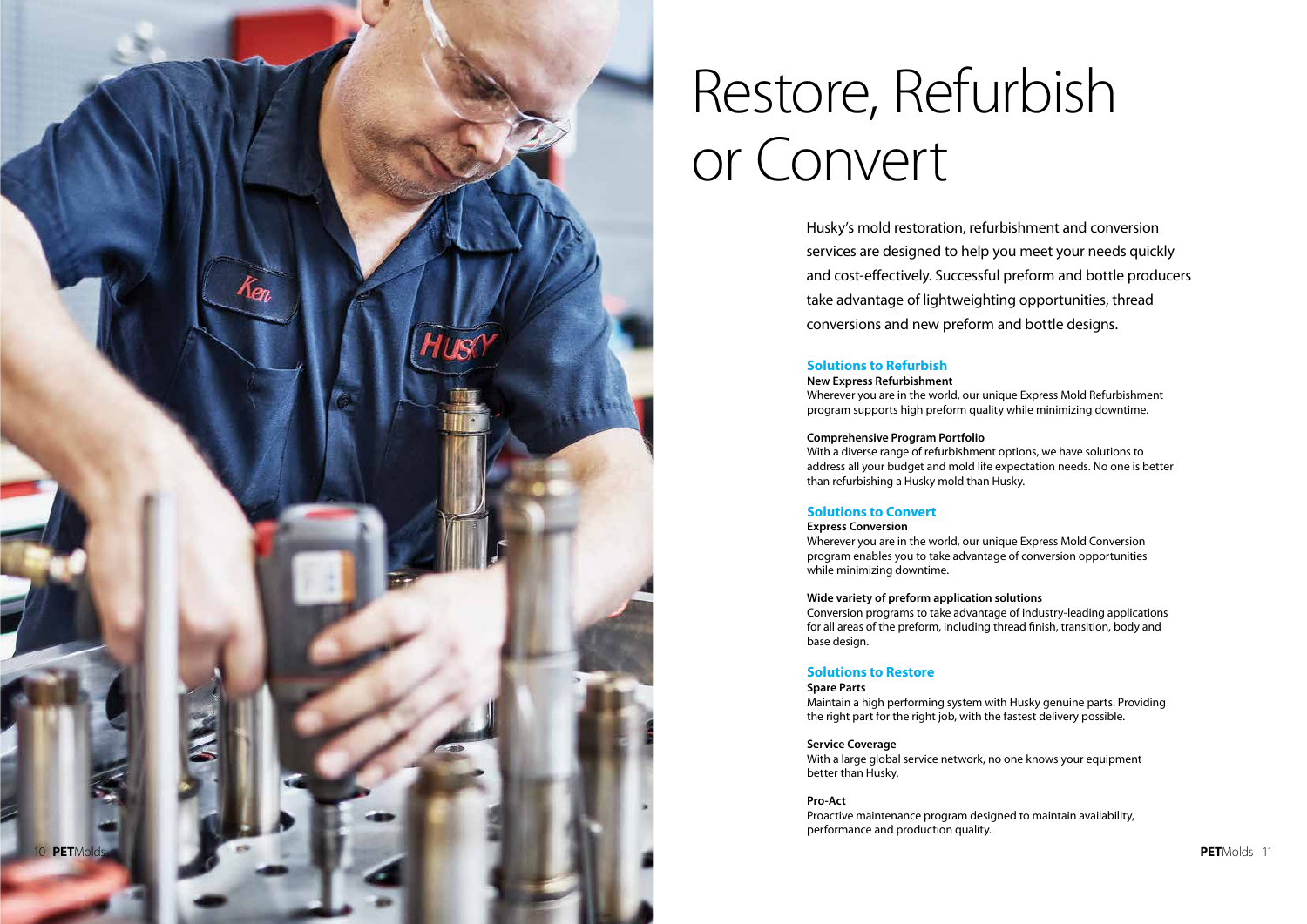# Restore, Refurbish or Convert

Husky's mold restoration, refurbishment and conversion services are designed to help you meet your needs quickly and cost-effectively. Successful preform and bottle producers take advantage of lightweighting opportunities, thread conversions and new preform and bottle designs.

## Solutions to Refurbish

**New Express Refurbishment**

Wherever you are in the world, our unique Express Mold Refurbishment program supports high preform quality while minimizing downtime.

**Comprehensive Program Portfolio**

With a diverse range of refurbishment options, we have solutions to address all your budget and mold life expectation needs. No one is better than refurbishing a Husky mold than Husky.

## Solutions to Convert

**Express Conversion**

Wherever you are in the world, our unique Express Mold Conversion program enables you to take advantage of conversion opportunities while minimizing downtime.

**Wide variety of preform application solutions**

Conversion programs to take advantage of industry-leading applications for all areas of the preform, including thread finish, transition, body and base design.

## Solutions to Restore

**Spare Parts**

Maintain a high performing system with Husky genuine parts. Providing the right part for the right job, with the fastest delivery possible.

**Service Coverage**

With a large global service network, no one knows your equipment better than Husky.

**Pro-Act**

Proactive maintenance program designed to maintain availability, performance and production quality.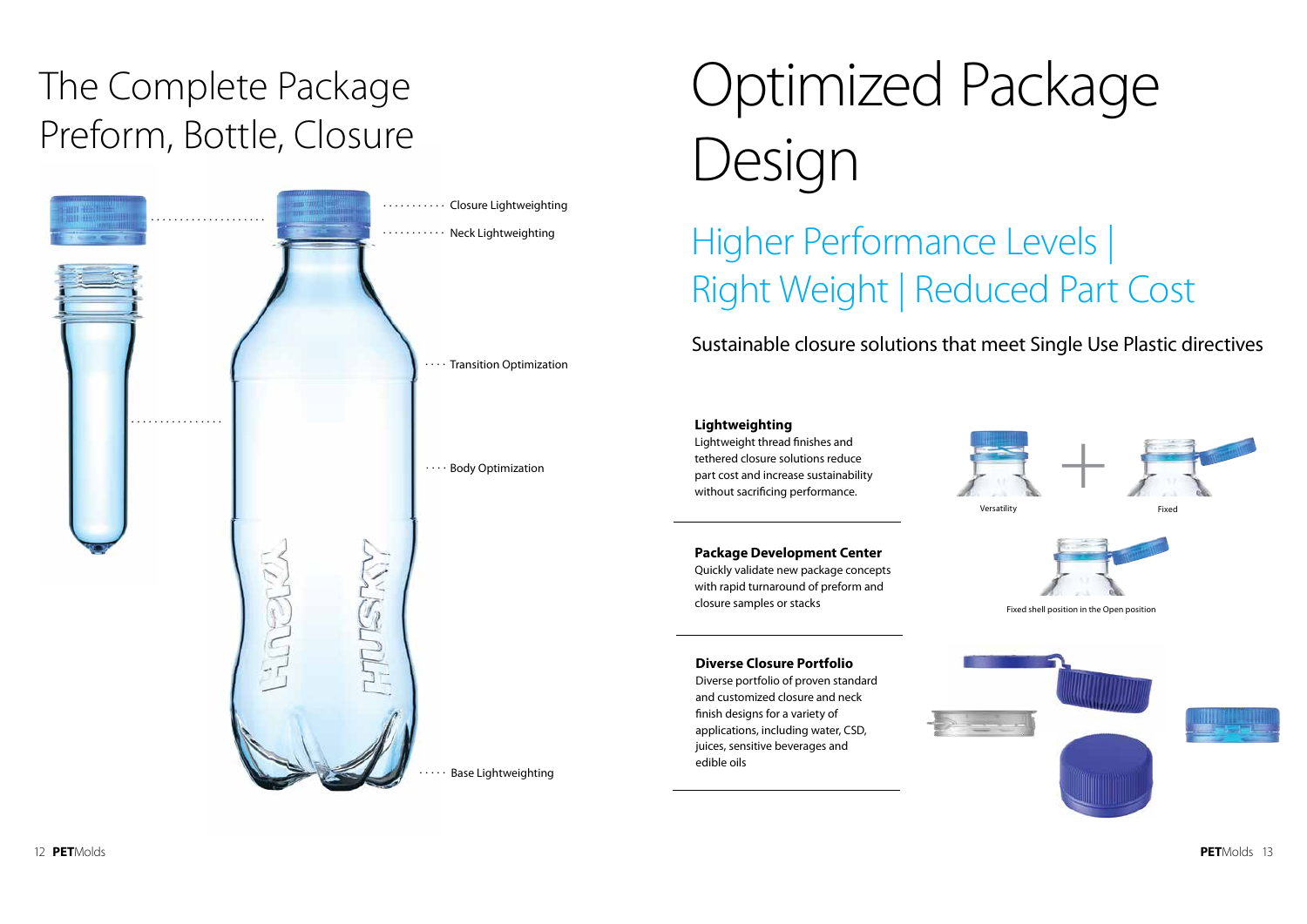# The Complete Package Preform, Bottle, Closure

Closure Lightweighting

Neck Lightweighting

Transition Optimization

Body Optimization

Base Lightweighting

# Optimized Package Design

## Higher Performance Levels | Right Weight | Reduced Part Cost

Sustainable closure solutions that meet Single Use Plastic directives

**Lightweighting**
Lightweight thread finishes and tethered closure solutions reduce part cost and increase sustainability without sacrificing performance.

Versatility

Fixed

**Package Development Center**
Quickly validate new package concepts with rapid turnaround of preform and closure samples or stacks

Fixed shell position in the Open position

**Diverse Closure Portfolio**
Diverse portfolio of proven standard and customized closure and neck finish designs for a variety of applications, including water, CSD, juices, sensitive beverages and edible oils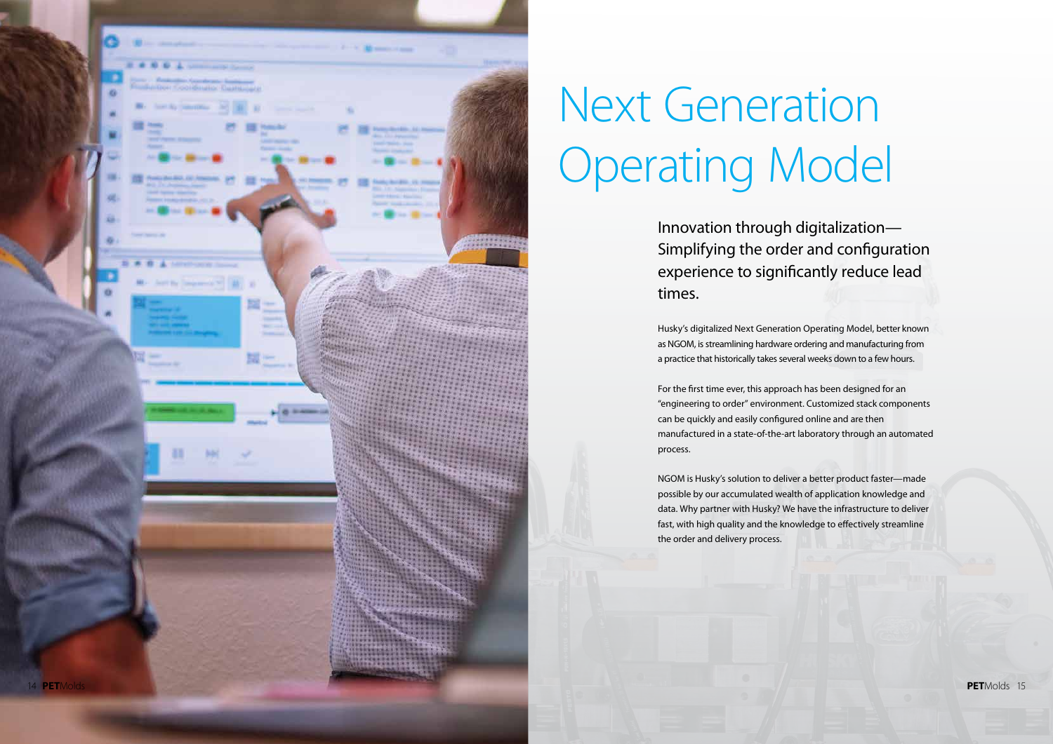# Next Generation Operating Model

## Innovation through digitalization—Simplifying the order and configuration experience to significantly reduce lead times.

Husky's digitalized Next Generation Operating Model, better known as NGOM, is streamlining hardware ordering and manufacturing from a practice that historically takes several weeks down to a few hours.

For the first time ever, this approach has been designed for an "engineering to order" environment. Customized stack components can be quickly and easily configured online and are then manufactured in a state-of-the-art laboratory through an automated process.

NGOM is Husky's solution to deliver a better product faster—made possible by our accumulated wealth of application knowledge and data. Why partner with Husky? We have the infrastructure to deliver fast, with high quality and the knowledge to effectively streamline the order and delivery process.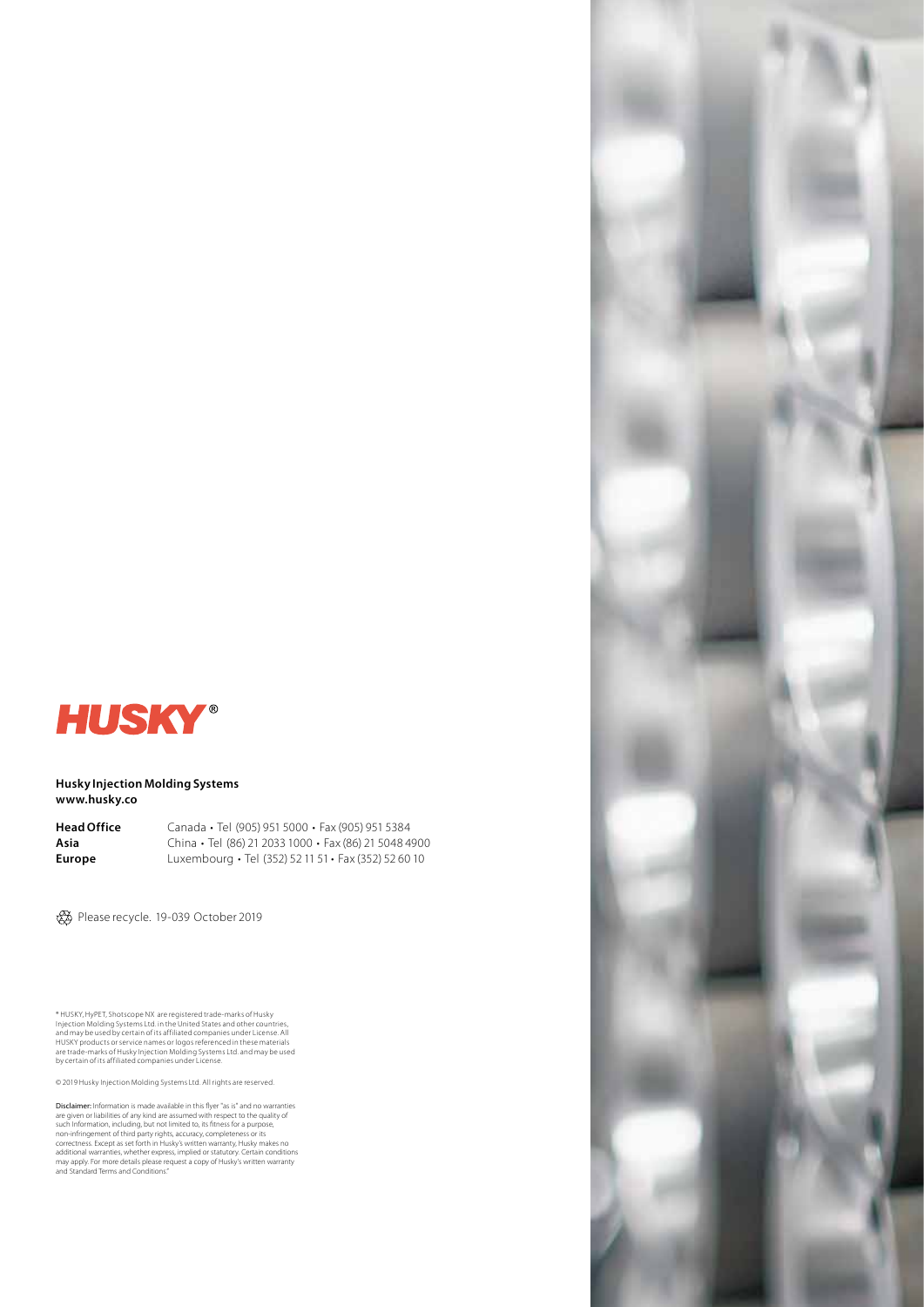HUSKY®

**Husky Injection Molding Systems**
**www.husky.co**

| | |
|---|---|
| **Head Office** | Canada • Tel (905) 951 5000 • Fax (905) 951 5384 |
| **Asia** | China • Tel (86) 21 2033 1000 • Fax (86) 21 5048 4900 |
| **Europe** | Luxembourg • Tel (352) 52 11 51 • Fax (352) 52 60 10 |

Please recycle. 19-039 October 2019

® HUSKY, HyPET, Shotscope NX are registered trade-marks of Husky Injection Molding Systems Ltd. in the United States and other countries, and may be used by certain of its affiliated companies under License. All HUSKY products or service names or logos referenced in these materials are trade-marks of Husky Injection Molding Systems Ltd. and may be used by certain of its affiliated companies under License.

© 2019 Husky Injection Molding Systems Ltd. All rights are reserved.

**Disclaimer:** Information is made available in this flyer "as is" and no warranties are given or liabilities of any kind are assumed with respect to the quality of such Information, including, but not limited to, its fitness for a purpose, non-infringement of third party rights, accuracy, completeness or its correctness. Except as set forth in Husky's written warranty, Husky makes no additional warranties, whether express, implied or statutory. Certain conditions may apply. For more details please request a copy of Husky's written warranty and Standard Terms and Conditions."